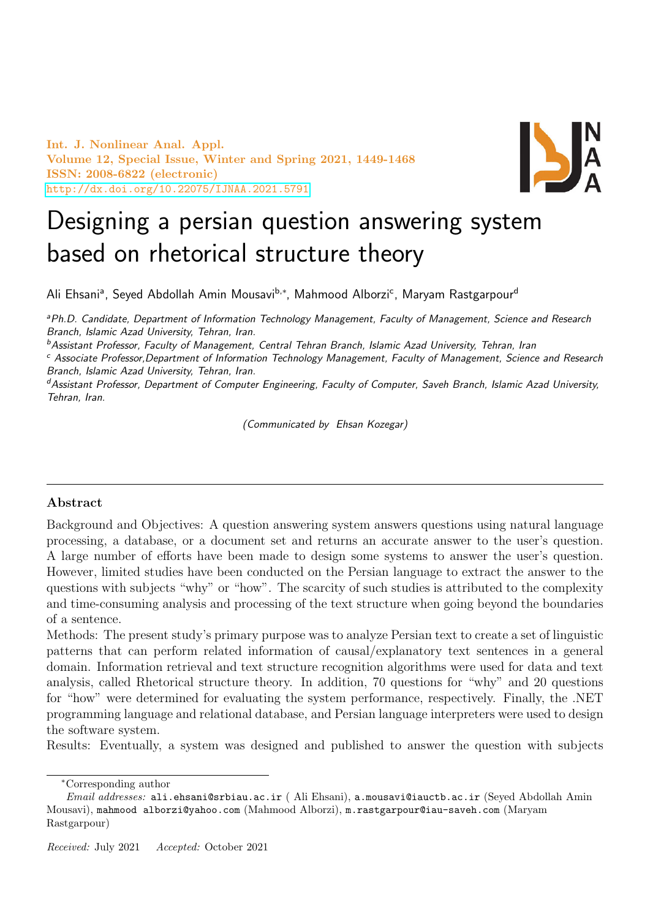# Designing a persian question answering system based on rhetorical structure theory

Ali Ehsani[a], Seyed Abdollah Amin Mousavi[b,*], Mahmood Alborzi[c], Maryam Rastgarpour[d]

[a]*Ph.D. Candidate, Department of Information Technology Management, Faculty of Management, Science and Research Branch, Islamic Azad University, Tehran, Iran.*

[b]*Assistant Professor, Faculty of Management, Central Tehran Branch, Islamic Azad University, Tehran, Iran*

[c] *Associate Professor,Department of Information Technology Management, Faculty of Management, Science and Research Branch, Islamic Azad University, Tehran, Iran.*

[d]*Assistant Professor, Department of Computer Engineering, Faculty of Computer, Saveh Branch, Islamic Azad University, Tehran, Iran.*

*(Communicated by Ehsan Kozegar)*

---

## Abstract

Background and Objectives: A question answering system answers questions using natural language processing, a database, or a document set and returns an accurate answer to the user's question. A large number of efforts have been made to design some systems to answer the user's question. However, limited studies have been conducted on the Persian language to extract the answer to the questions with subjects "why" or "how". The scarcity of such studies is attributed to the complexity and time-consuming analysis and processing of the text structure when going beyond the boundaries of a sentence.

Methods: The present study's primary purpose was to analyze Persian text to create a set of linguistic patterns that can perform related information of causal/explanatory text sentences in a general domain. Information retrieval and text structure recognition algorithms were used for data and text analysis, called Rhetorical structure theory. In addition, 70 questions for "why" and 20 questions for "how" were determined for evaluating the system performance, respectively. Finally, the .NET programming language and relational database, and Persian language interpreters were used to design the software system.

Results: Eventually, a system was designed and published to answer the question with subjects

---

*Corresponding author

*Email addresses:* ali.ehsani@srbiau.ac.ir ( Ali Ehsani), a.mousavi@iauctb.ac.ir (Seyed Abdollah Amin Mousavi), mahmood alborzi@yahoo.com (Mahmood Alborzi), m.rastgarpour@iau-saveh.com (Maryam Rastgarpour)

*Received:* July 2021 *Accepted:* October 2021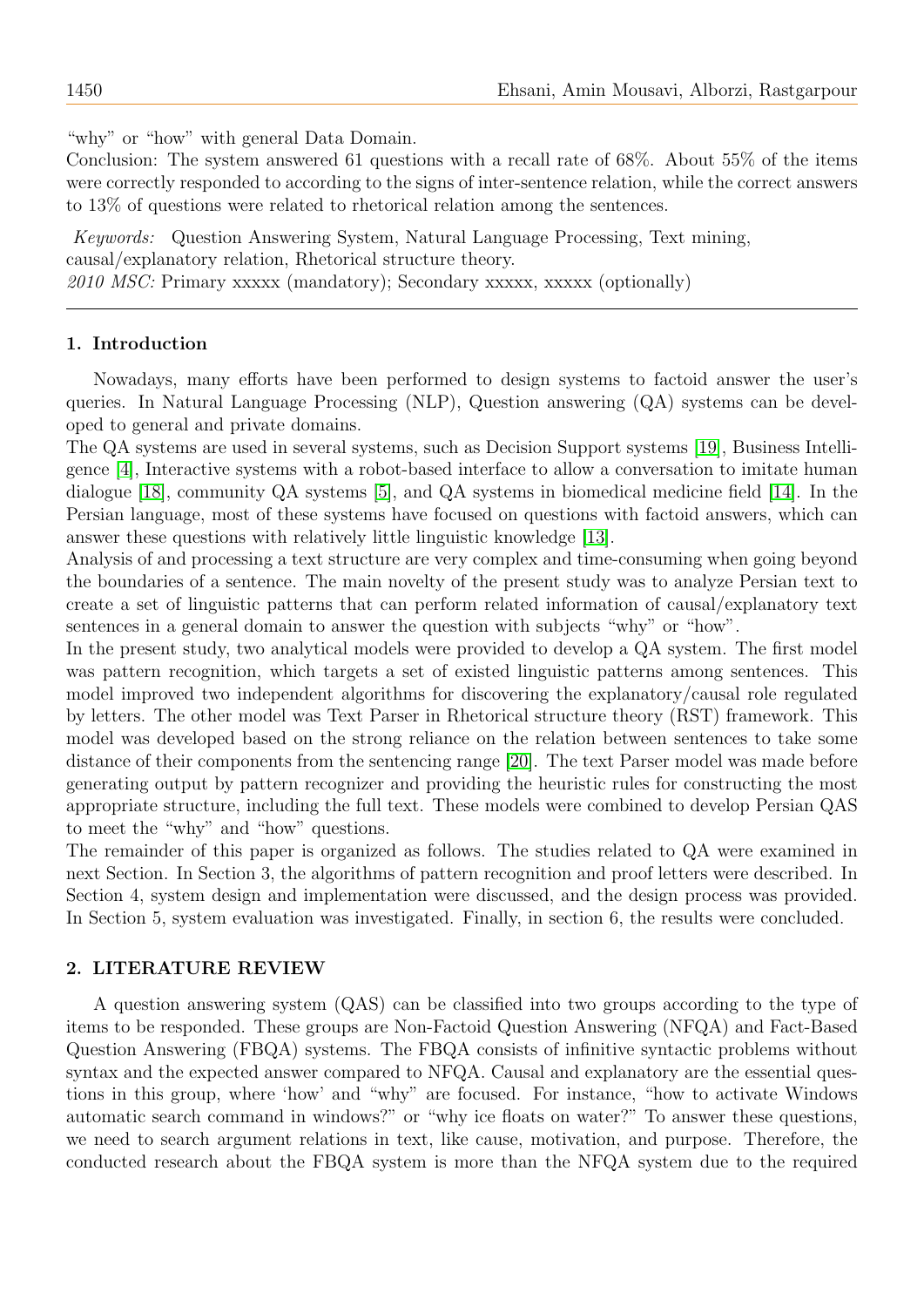"why" or "how" with general Data Domain.

Conclusion: The system answered 61 questions with a recall rate of 68%. About 55% of the items were correctly responded to according to the signs of inter-sentence relation, while the correct answers to 13% of questions were related to rhetorical relation among the sentences.

*Keywords:* Question Answering System, Natural Language Processing, Text mining, causal/explanatory relation, Rhetorical structure theory.
*2010 MSC:* Primary xxxxx (mandatory); Secondary xxxxx, xxxxx (optionally)

## 1. Introduction

Nowadays, many efforts have been performed to design systems to factoid answer the user's queries. In Natural Language Processing (NLP), Question answering (QA) systems can be developed to general and private domains.

The QA systems are used in several systems, such as Decision Support systems [19], Business Intelligence [4], Interactive systems with a robot-based interface to allow a conversation to imitate human dialogue [18], community QA systems [5], and QA systems in biomedical medicine field [14]. In the Persian language, most of these systems have focused on questions with factoid answers, which can answer these questions with relatively little linguistic knowledge [13].

Analysis of and processing a text structure are very complex and time-consuming when going beyond the boundaries of a sentence. The main novelty of the present study was to analyze Persian text to create a set of linguistic patterns that can perform related information of causal/explanatory text sentences in a general domain to answer the question with subjects "why" or "how".

In the present study, two analytical models were provided to develop a QA system. The first model was pattern recognition, which targets a set of existed linguistic patterns among sentences. This model improved two independent algorithms for discovering the explanatory/causal role regulated by letters. The other model was Text Parser in Rhetorical structure theory (RST) framework. This model was developed based on the strong reliance on the relation between sentences to take some distance of their components from the sentencing range [20]. The text Parser model was made before generating output by pattern recognizer and providing the heuristic rules for constructing the most appropriate structure, including the full text. These models were combined to develop Persian QAS to meet the "why" and "how" questions.

The remainder of this paper is organized as follows. The studies related to QA were examined in next Section. In Section 3, the algorithms of pattern recognition and proof letters were described. In Section 4, system design and implementation were discussed, and the design process was provided. In Section 5, system evaluation was investigated. Finally, in section 6, the results were concluded.

## 2. LITERATURE REVIEW

A question answering system (QAS) can be classified into two groups according to the type of items to be responded. These groups are Non-Factoid Question Answering (NFQA) and Fact-Based Question Answering (FBQA) systems. The FBQA consists of infinitive syntactic problems without syntax and the expected answer compared to NFQA. Causal and explanatory are the essential questions in this group, where 'how' and "why" are focused. For instance, "how to activate Windows automatic search command in windows?" or "why ice floats on water?" To answer these questions, we need to search argument relations in text, like cause, motivation, and purpose. Therefore, the conducted research about the FBQA system is more than the NFQA system due to the required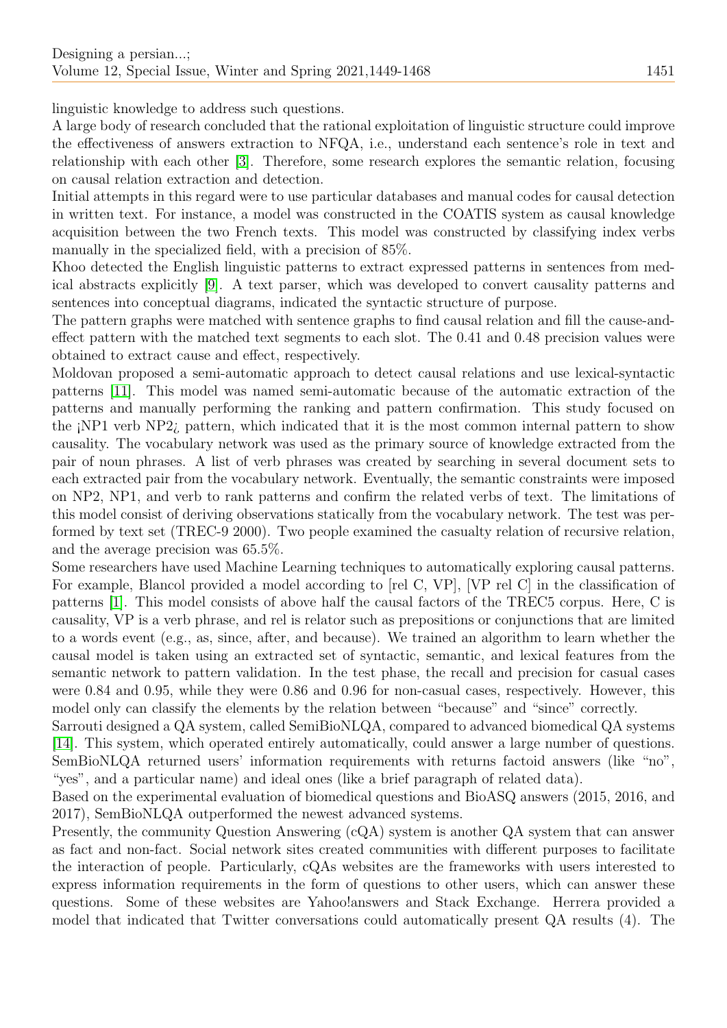linguistic knowledge to address such questions.

A large body of research concluded that the rational exploitation of linguistic structure could improve the effectiveness of answers extraction to NFQA, i.e., understand each sentence's role in text and relationship with each other [3]. Therefore, some research explores the semantic relation, focusing on causal relation extraction and detection.

Initial attempts in this regard were to use particular databases and manual codes for causal detection in written text. For instance, a model was constructed in the COATIS system as causal knowledge acquisition between the two French texts. This model was constructed by classifying index verbs manually in the specialized field, with a precision of 85%.

Khoo detected the English linguistic patterns to extract expressed patterns in sentences from medical abstracts explicitly [9]. A text parser, which was developed to convert causality patterns and sentences into conceptual diagrams, indicated the syntactic structure of purpose.

The pattern graphs were matched with sentence graphs to find causal relation and fill the cause-and-effect pattern with the matched text segments to each slot. The 0.41 and 0.48 precision values were obtained to extract cause and effect, respectively.

Moldovan proposed a semi-automatic approach to detect causal relations and use lexical-syntactic patterns [11]. This model was named semi-automatic because of the automatic extraction of the patterns and manually performing the ranking and pattern confirmation. This study focused on the ¡NP1 verb NP2¿ pattern, which indicated that it is the most common internal pattern to show causality. The vocabulary network was used as the primary source of knowledge extracted from the pair of noun phrases. A list of verb phrases was created by searching in several document sets to each extracted pair from the vocabulary network. Eventually, the semantic constraints were imposed on NP2, NP1, and verb to rank patterns and confirm the related verbs of text. The limitations of this model consist of deriving observations statically from the vocabulary network. The test was performed by text set (TREC-9 2000). Two people examined the casualty relation of recursive relation, and the average precision was 65.5%.

Some researchers have used Machine Learning techniques to automatically exploring causal patterns. For example, Blancol provided a model according to [rel C, VP], [VP rel C] in the classification of patterns [1]. This model consists of above half the causal factors of the TREC5 corpus. Here, C is causality, VP is a verb phrase, and rel is relator such as prepositions or conjunctions that are limited to a words event (e.g., as, since, after, and because). We trained an algorithm to learn whether the causal model is taken using an extracted set of syntactic, semantic, and lexical features from the semantic network to pattern validation. In the test phase, the recall and precision for casual cases were 0.84 and 0.95, while they were 0.86 and 0.96 for non-casual cases, respectively. However, this model only can classify the elements by the relation between "because" and "since" correctly.

Sarrouti designed a QA system, called SemiBioNLQA, compared to advanced biomedical QA systems [14]. This system, which operated entirely automatically, could answer a large number of questions. SemBioNLQA returned users' information requirements with returns factoid answers (like "no", "yes", and a particular name) and ideal ones (like a brief paragraph of related data).

Based on the experimental evaluation of biomedical questions and BioASQ answers (2015, 2016, and 2017), SemBioNLQA outperformed the newest advanced systems.

Presently, the community Question Answering (cQA) system is another QA system that can answer as fact and non-fact. Social network sites created communities with different purposes to facilitate the interaction of people. Particularly, cQAs websites are the frameworks with users interested to express information requirements in the form of questions to other users, which can answer these questions. Some of these websites are Yahoo!answers and Stack Exchange. Herrera provided a model that indicated that Twitter conversations could automatically present QA results (4). The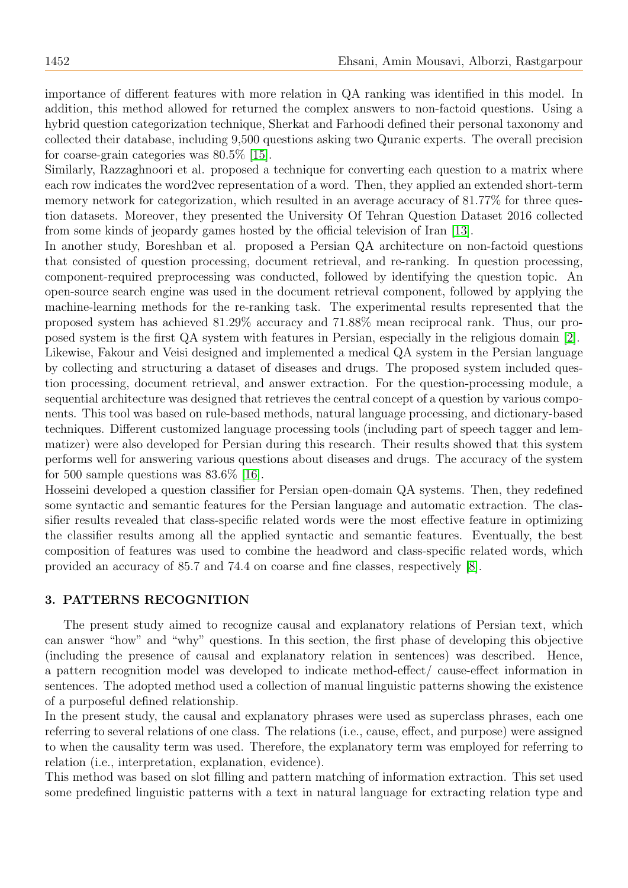importance of different features with more relation in QA ranking was identified in this model. In addition, this method allowed for returned the complex answers to non-factoid questions. Using a hybrid question categorization technique, Sherkat and Farhoodi defined their personal taxonomy and collected their database, including 9,500 questions asking two Quranic experts. The overall precision for coarse-grain categories was 80.5% [15].

Similarly, Razzaghnoori et al. proposed a technique for converting each question to a matrix where each row indicates the word2vec representation of a word. Then, they applied an extended short-term memory network for categorization, which resulted in an average accuracy of 81.77% for three question datasets. Moreover, they presented the University Of Tehran Question Dataset 2016 collected from some kinds of jeopardy games hosted by the official television of Iran [13].

In another study, Boreshban et al. proposed a Persian QA architecture on non-factoid questions that consisted of question processing, document retrieval, and re-ranking. In question processing, component-required preprocessing was conducted, followed by identifying the question topic. An open-source search engine was used in the document retrieval component, followed by applying the machine-learning methods for the re-ranking task. The experimental results represented that the proposed system has achieved 81.29% accuracy and 71.88% mean reciprocal rank. Thus, our proposed system is the first QA system with features in Persian, especially in the religious domain [2].

Likewise, Fakour and Veisi designed and implemented a medical QA system in the Persian language by collecting and structuring a dataset of diseases and drugs. The proposed system included question processing, document retrieval, and answer extraction. For the question-processing module, a sequential architecture was designed that retrieves the central concept of a question by various components. This tool was based on rule-based methods, natural language processing, and dictionary-based techniques. Different customized language processing tools (including part of speech tagger and lemmatizer) were also developed for Persian during this research. Their results showed that this system performs well for answering various questions about diseases and drugs. The accuracy of the system for 500 sample questions was 83.6% [16].

Hosseini developed a question classifier for Persian open-domain QA systems. Then, they redefined some syntactic and semantic features for the Persian language and automatic extraction. The classifier results revealed that class-specific related words were the most effective feature in optimizing the classifier results among all the applied syntactic and semantic features. Eventually, the best composition of features was used to combine the headword and class-specific related words, which provided an accuracy of 85.7 and 74.4 on coarse and fine classes, respectively [8].

## 3. PATTERNS RECOGNITION

The present study aimed to recognize causal and explanatory relations of Persian text, which can answer "how" and "why" questions. In this section, the first phase of developing this objective (including the presence of causal and explanatory relation in sentences) was described. Hence, a pattern recognition model was developed to indicate method-effect/ cause-effect information in sentences. The adopted method used a collection of manual linguistic patterns showing the existence of a purposeful defined relationship.

In the present study, the causal and explanatory phrases were used as superclass phrases, each one referring to several relations of one class. The relations (i.e., cause, effect, and purpose) were assigned to when the causality term was used. Therefore, the explanatory term was employed for referring to relation (i.e., interpretation, explanation, evidence).

This method was based on slot filling and pattern matching of information extraction. This set used some predefined linguistic patterns with a text in natural language for extracting relation type and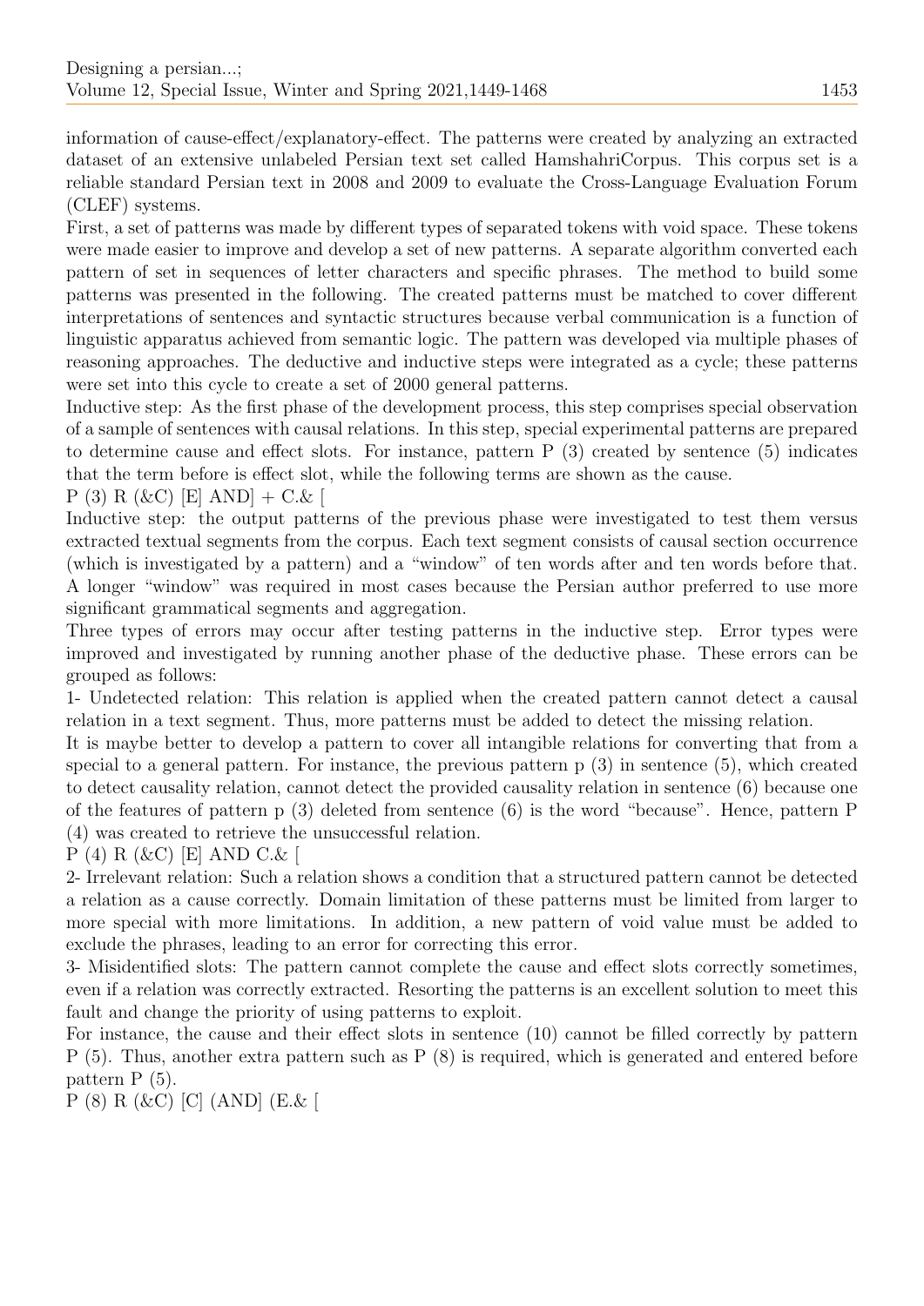information of cause-effect/explanatory-effect. The patterns were created by analyzing an extracted dataset of an extensive unlabeled Persian text set called HamshahriCorpus. This corpus set is a reliable standard Persian text in 2008 and 2009 to evaluate the Cross-Language Evaluation Forum (CLEF) systems.

First, a set of patterns was made by different types of separated tokens with void space. These tokens were made easier to improve and develop a set of new patterns. A separate algorithm converted each pattern of set in sequences of letter characters and specific phrases. The method to build some patterns was presented in the following. The created patterns must be matched to cover different interpretations of sentences and syntactic structures because verbal communication is a function of linguistic apparatus achieved from semantic logic. The pattern was developed via multiple phases of reasoning approaches. The deductive and inductive steps were integrated as a cycle; these patterns were set into this cycle to create a set of 2000 general patterns.

Inductive step: As the first phase of the development process, this step comprises special observation of a sample of sentences with causal relations. In this step, special experimental patterns are prepared to determine cause and effect slots. For instance, pattern P (3) created by sentence (5) indicates that the term before is effect slot, while the following terms are shown as the cause.

P (3) R (&C) [E] AND] + C.& [

Inductive step: the output patterns of the previous phase were investigated to test them versus extracted textual segments from the corpus. Each text segment consists of causal section occurrence (which is investigated by a pattern) and a "window" of ten words after and ten words before that. A longer "window" was required in most cases because the Persian author preferred to use more significant grammatical segments and aggregation.

Three types of errors may occur after testing patterns in the inductive step. Error types were improved and investigated by running another phase of the deductive phase. These errors can be grouped as follows:

1- Undetected relation: This relation is applied when the created pattern cannot detect a causal relation in a text segment. Thus, more patterns must be added to detect the missing relation.

It is maybe better to develop a pattern to cover all intangible relations for converting that from a special to a general pattern. For instance, the previous pattern p (3) in sentence (5), which created to detect causality relation, cannot detect the provided causality relation in sentence (6) because one of the features of pattern p (3) deleted from sentence (6) is the word "because". Hence, pattern P (4) was created to retrieve the unsuccessful relation.

P (4) R (&C) [E] AND C.& [

2- Irrelevant relation: Such a relation shows a condition that a structured pattern cannot be detected a relation as a cause correctly. Domain limitation of these patterns must be limited from larger to more special with more limitations. In addition, a new pattern of void value must be added to exclude the phrases, leading to an error for correcting this error.

3- Misidentified slots: The pattern cannot complete the cause and effect slots correctly sometimes, even if a relation was correctly extracted. Resorting the patterns is an excellent solution to meet this fault and change the priority of using patterns to exploit.

For instance, the cause and their effect slots in sentence (10) cannot be filled correctly by pattern P (5). Thus, another extra pattern such as P (8) is required, which is generated and entered before pattern P (5).

P (8) R (&C) [C] (AND] (E.& [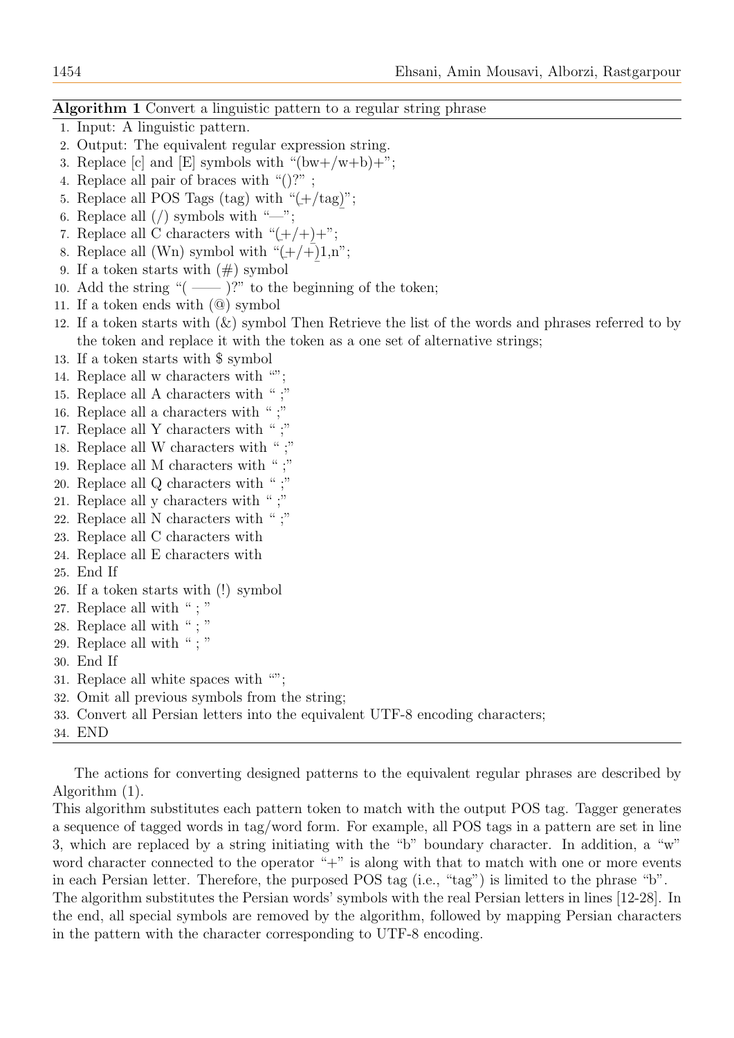**Algorithm 1** Convert a linguistic pattern to a regular string phrase

1. Input: A linguistic pattern.
2. Output: The equivalent regular expression string.
3. Replace [c] and [E] symbols with "(bw+/w+b)+";
4. Replace all pair of braces with "()?" ;
5. Replace all POS Tags (tag) with "(+/tag)";
6. Replace all (/) symbols with "—";
7. Replace all C characters with "(+/+)+";
8. Replace all (Wn) symbol with "(+/+)1,n";
9. If a token starts with (#) symbol
10. Add the string "( —— )?" to the beginning of the token;
11. If a token ends with (@) symbol
12. If a token starts with (&) symbol Then Retrieve the list of the words and phrases referred to by the token and replace it with the token as a one set of alternative strings;
13. If a token starts with $ symbol
14. Replace all w characters with "";
15. Replace all A characters with " ;"
16. Replace all a characters with " ;"
17. Replace all Y characters with " ;"
18. Replace all W characters with " ;"
19. Replace all M characters with " ;"
20. Replace all Q characters with " ;"
21. Replace all y characters with " ;"
22. Replace all N characters with " ;"
23. Replace all C characters with
24. Replace all E characters with
25. End If
26. If a token starts with (!) symbol
27. Replace all with " ; "
28. Replace all with " ; "
29. Replace all with " ; "
30. End If
31. Replace all white spaces with "";
32. Omit all previous symbols from the string;
33. Convert all Persian letters into the equivalent UTF-8 encoding characters;
34. END

The actions for converting designed patterns to the equivalent regular phrases are described by Algorithm (1).
This algorithm substitutes each pattern token to match with the output POS tag. Tagger generates a sequence of tagged words in tag/word form. For example, all POS tags in a pattern are set in line 3, which are replaced by a string initiating with the "b" boundary character. In addition, a "w" word character connected to the operator "+" is along with that to match with one or more events in each Persian letter. Therefore, the purposed POS tag (i.e., "tag") is limited to the phrase "b".
The algorithm substitutes the Persian words' symbols with the real Persian letters in lines [12-28]. In the end, all special symbols are removed by the algorithm, followed by mapping Persian characters in the pattern with the character corresponding to UTF-8 encoding.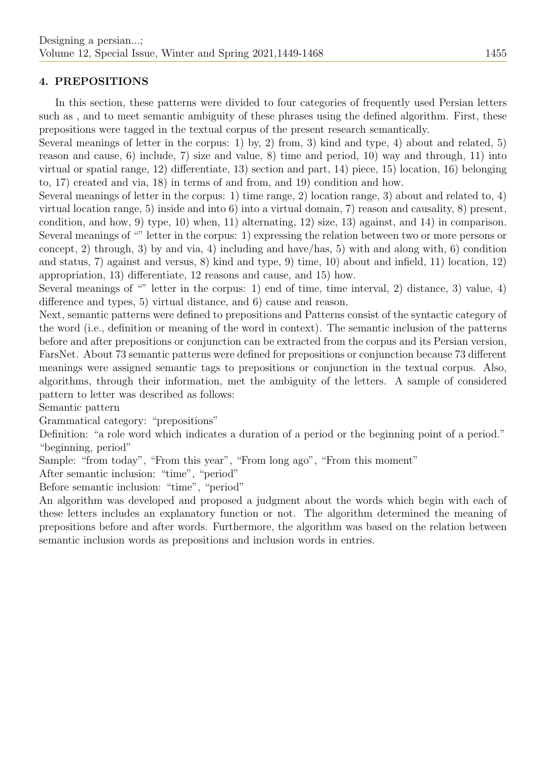## 4. PREPOSITIONS

In this section, these patterns were divided to four categories of frequently used Persian letters such as , and to meet semantic ambiguity of these phrases using the defined algorithm. First, these prepositions were tagged in the textual corpus of the present research semantically.

Several meanings of letter in the corpus: 1) by, 2) from, 3) kind and type, 4) about and related, 5) reason and cause, 6) include, 7) size and value, 8) time and period, 10) way and through, 11) into virtual or spatial range, 12) differentiate, 13) section and part, 14) piece, 15) location, 16) belonging to, 17) created and via, 18) in terms of and from, and 19) condition and how.

Several meanings of letter in the corpus: 1) time range, 2) location range, 3) about and related to, 4) virtual location range, 5) inside and into 6) into a virtual domain, 7) reason and causality, 8) present, condition, and how, 9) type, 10) when, 11) alternating, 12) size, 13) against, and 14) in comparison.

Several meanings of "" letter in the corpus: 1) expressing the relation between two or more persons or concept, 2) through, 3) by and via, 4) including and have/has, 5) with and along with, 6) condition and status, 7) against and versus, 8) kind and type, 9) time, 10) about and infield, 11) location, 12) appropriation, 13) differentiate, 12 reasons and cause, and 15) how.

Several meanings of "" letter in the corpus: 1) end of time, time interval, 2) distance, 3) value, 4) difference and types, 5) virtual distance, and 6) cause and reason.

Next, semantic patterns were defined to prepositions and Patterns consist of the syntactic category of the word (i.e., definition or meaning of the word in context). The semantic inclusion of the patterns before and after prepositions or conjunction can be extracted from the corpus and its Persian version, FarsNet. About 73 semantic patterns were defined for prepositions or conjunction because 73 different meanings were assigned semantic tags to prepositions or conjunction in the textual corpus. Also, algorithms, through their information, met the ambiguity of the letters. A sample of considered pattern to letter was described as follows:

Semantic pattern

Grammatical category: "prepositions"

Definition: "a role word which indicates a duration of a period or the beginning point of a period." "beginning, period"

Sample: "from today", "From this year", "From long ago", "From this moment"

After semantic inclusion: "time", "period"

Before semantic inclusion: "time", "period"

An algorithm was developed and proposed a judgment about the words which begin with each of these letters includes an explanatory function or not. The algorithm determined the meaning of prepositions before and after words. Furthermore, the algorithm was based on the relation between semantic inclusion words as prepositions and inclusion words in entries.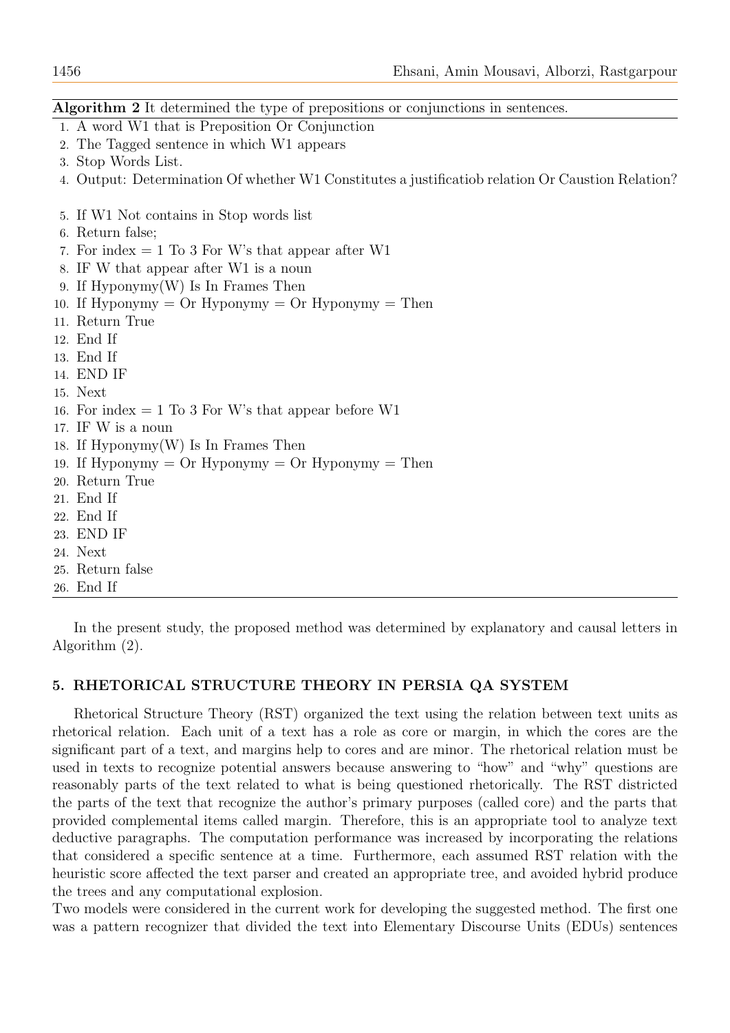**Algorithm 2** It determined the type of prepositions or conjunctions in sentences.

```
1. A word W1 that is Preposition Or Conjunction
2. The Tagged sentence in which W1 appears
3. Stop Words List.
4. Output: Determination Of whether W1 Constitutes a justificatiob relation Or Caustion Relation?

5. If W1 Not contains in Stop words list
6. Return false;
7. For index = 1 To 3 For W's that appear after W1
8. IF W that appear after W1 is a noun
9. If Hyponymy(W) Is In Frames Then
10. If Hyponymy = Or Hyponymy = Or Hyponymy = Then
11. Return True
12. End If
13. End If
14. END IF
15. Next
16. For index = 1 To 3 For W's that appear before W1
17. IF W is a noun
18. If Hyponymy(W) Is In Frames Then
19. If Hyponymy = Or Hyponymy = Or Hyponymy = Then
20. Return True
21. End If
22. End If
23. END IF
24. Next
25. Return false
26. End If
```

In the present study, the proposed method was determined by explanatory and causal letters in Algorithm (2).

## 5. RHETORICAL STRUCTURE THEORY IN PERSIA QA SYSTEM

Rhetorical Structure Theory (RST) organized the text using the relation between text units as rhetorical relation. Each unit of a text has a role as core or margin, in which the cores are the significant part of a text, and margins help to cores and are minor. The rhetorical relation must be used in texts to recognize potential answers because answering to "how" and "why" questions are reasonably parts of the text related to what is being questioned rhetorically. The RST districted the parts of the text that recognize the author's primary purposes (called core) and the parts that provided complemental items called margin. Therefore, this is an appropriate tool to analyze text deductive paragraphs. The computation performance was increased by incorporating the relations that considered a specific sentence at a time. Furthermore, each assumed RST relation with the heuristic score affected the text parser and created an appropriate tree, and avoided hybrid produce the trees and any computational explosion.

Two models were considered in the current work for developing the suggested method. The first one was a pattern recognizer that divided the text into Elementary Discourse Units (EDUs) sentences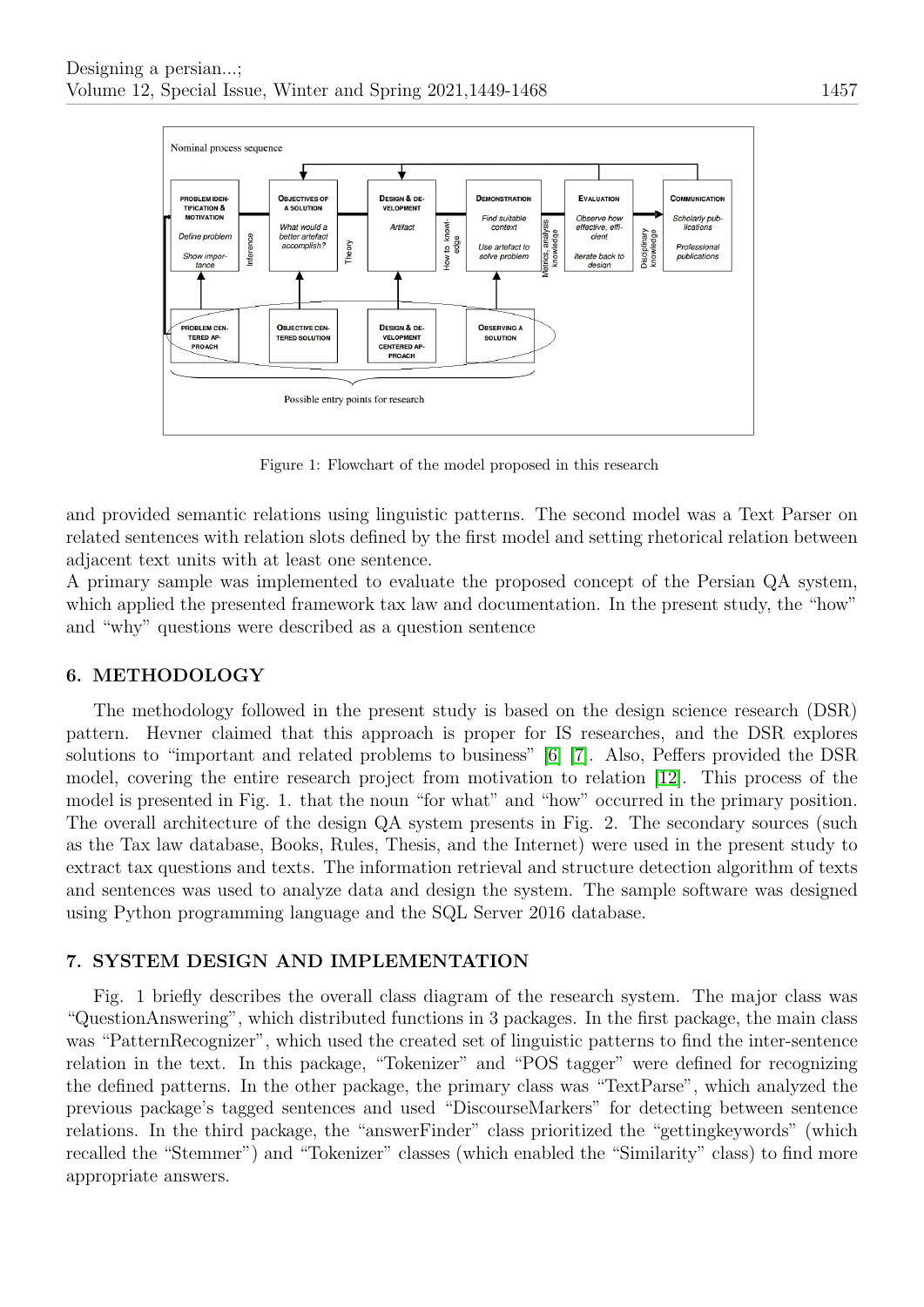Figure 1: Flowchart of the model proposed in this research

and provided semantic relations using linguistic patterns. The second model was a Text Parser on related sentences with relation slots defined by the first model and setting rhetorical relation between adjacent text units with at least one sentence.

A primary sample was implemented to evaluate the proposed concept of the Persian QA system, which applied the presented framework tax law and documentation. In the present study, the "how" and "why" questions were described as a question sentence

## 6. METHODOLOGY

The methodology followed in the present study is based on the design science research (DSR) pattern. Hevner claimed that this approach is proper for IS researches, and the DSR explores solutions to "important and related problems to business" [6] [7]. Also, Peffers provided the DSR model, covering the entire research project from motivation to relation [12]. This process of the model is presented in Fig. 1. that the noun "for what" and "how" occurred in the primary position. The overall architecture of the design QA system presents in Fig. 2. The secondary sources (such as the Tax law database, Books, Rules, Thesis, and the Internet) were used in the present study to extract tax questions and texts. The information retrieval and structure detection algorithm of texts and sentences was used to analyze data and design the system. The sample software was designed using Python programming language and the SQL Server 2016 database.

## 7. SYSTEM DESIGN AND IMPLEMENTATION

Fig. 1 briefly describes the overall class diagram of the research system. The major class was "QuestionAnswering", which distributed functions in 3 packages. In the first package, the main class was "PatternRecognizer", which used the created set of linguistic patterns to find the inter-sentence relation in the text. In this package, "Tokenizer" and "POS tagger" were defined for recognizing the defined patterns. In the other package, the primary class was "TextParse", which analyzed the previous package's tagged sentences and used "DiscourseMarkers" for detecting between sentence relations. In the third package, the "answerFinder" class prioritized the "gettingkeywords" (which recalled the "Stemmer") and "Tokenizer" classes (which enabled the "Similarity" class) to find more appropriate answers.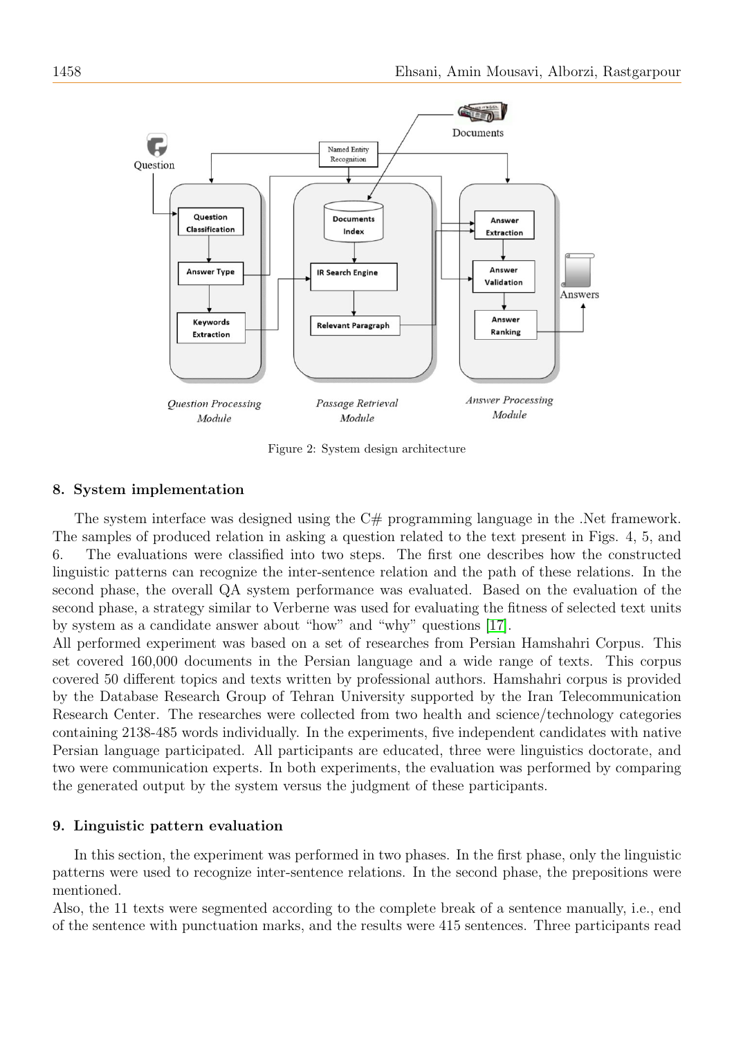Figure 2: System design architecture

## 8. System implementation

The system interface was designed using the C# programming language in the .Net framework. The samples of produced relation in asking a question related to the text present in Figs. 4, 5, and 6. The evaluations were classified into two steps. The first one describes how the constructed linguistic patterns can recognize the inter-sentence relation and the path of these relations. In the second phase, the overall QA system performance was evaluated. Based on the evaluation of the second phase, a strategy similar to Verberne was used for evaluating the fitness of selected text units by system as a candidate answer about "how" and "why" questions [17].

All performed experiment was based on a set of researches from Persian Hamshahri Corpus. This set covered 160,000 documents in the Persian language and a wide range of texts. This corpus covered 50 different topics and texts written by professional authors. Hamshahri corpus is provided by the Database Research Group of Tehran University supported by the Iran Telecommunication Research Center. The researches were collected from two health and science/technology categories containing 2138-485 words individually. In the experiments, five independent candidates with native Persian language participated. All participants are educated, three were linguistics doctorate, and two were communication experts. In both experiments, the evaluation was performed by comparing the generated output by the system versus the judgment of these participants.

## 9. Linguistic pattern evaluation

In this section, the experiment was performed in two phases. In the first phase, only the linguistic patterns were used to recognize inter-sentence relations. In the second phase, the prepositions were mentioned.

Also, the 11 texts were segmented according to the complete break of a sentence manually, i.e., end of the sentence with punctuation marks, and the results were 415 sentences. Three participants read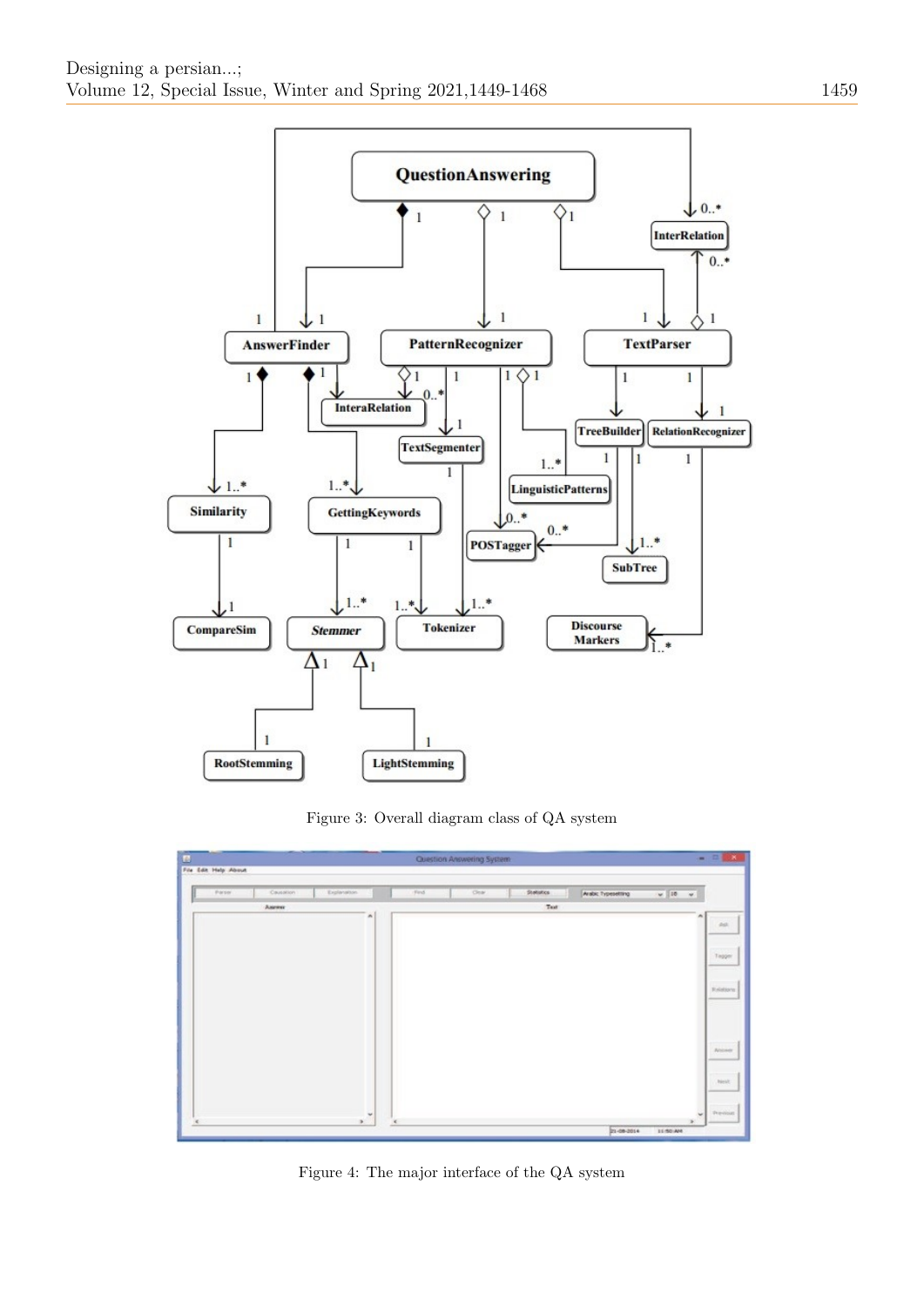Figure 3: Overall diagram class of QA system

Figure 4: The major interface of the QA system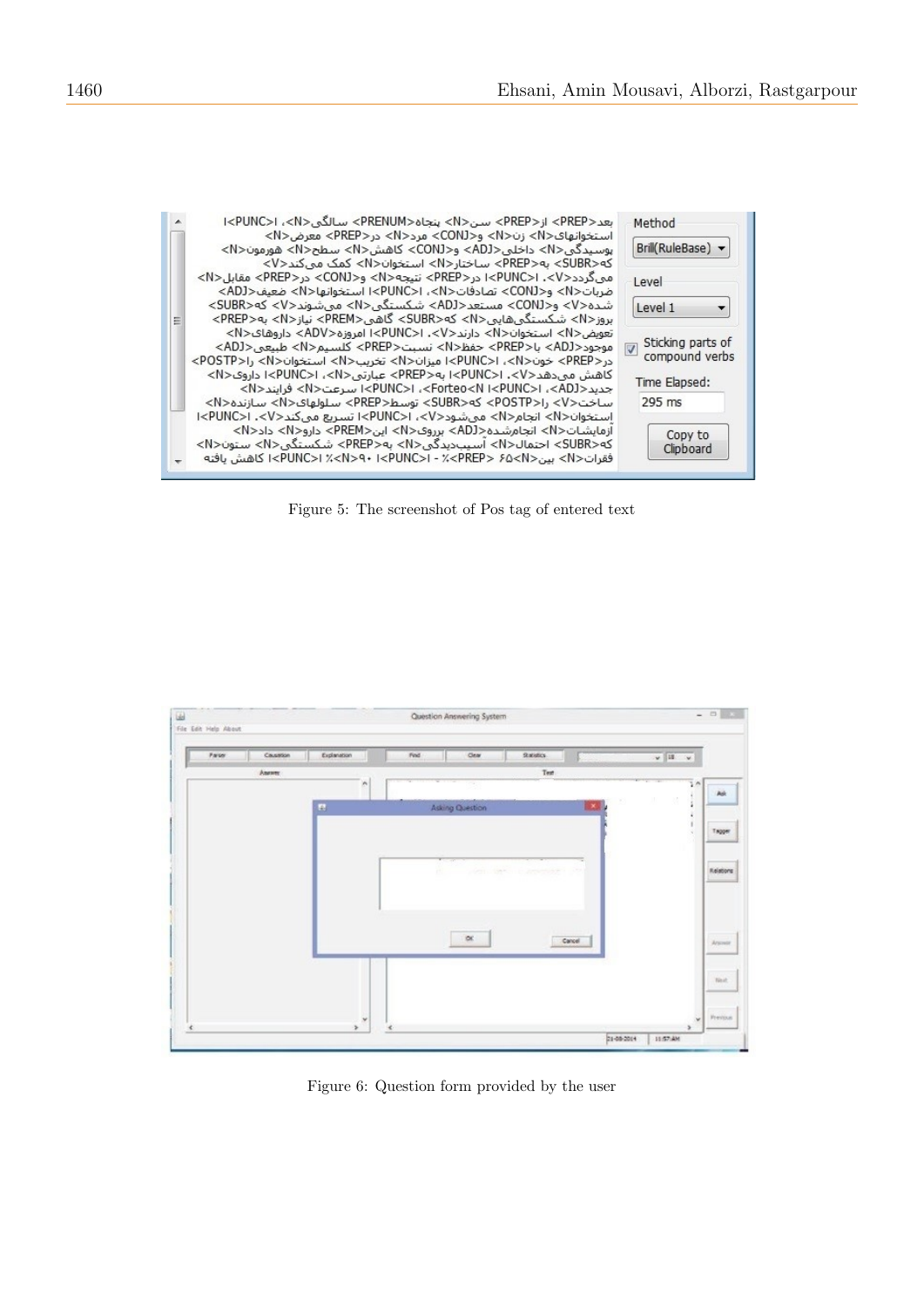Figure 5: The screenshot of Pos tag of entered text

Figure 6: Question form provided by the user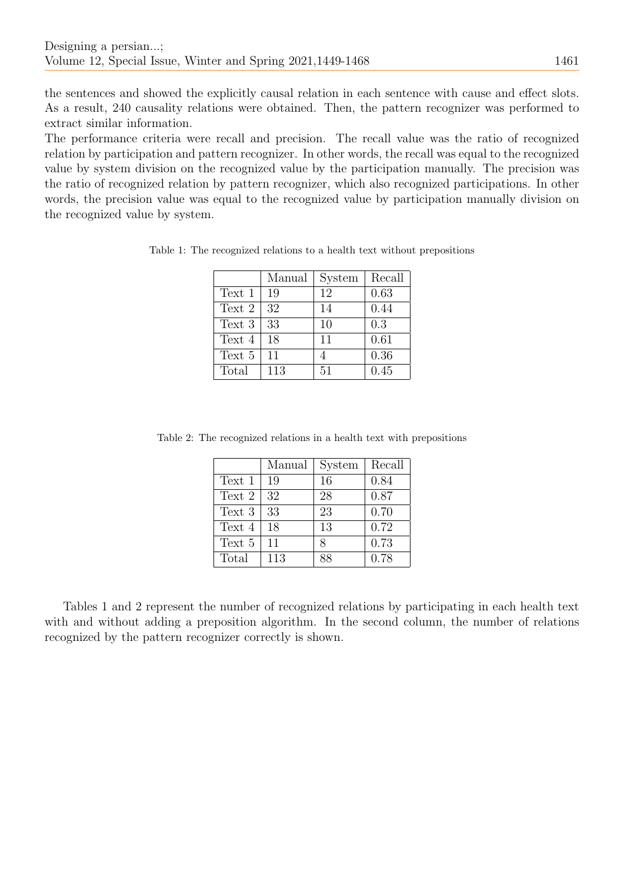the sentences and showed the explicitly causal relation in each sentence with cause and effect slots. As a result, 240 causality relations were obtained. Then, the pattern recognizer was performed to extract similar information.

The performance criteria were recall and precision. The recall value was the ratio of recognized relation by participation and pattern recognizer. In other words, the recall was equal to the recognized value by system division on the recognized value by the participation manually. The precision was the ratio of recognized relation by pattern recognizer, which also recognized participations. In other words, the precision value was equal to the recognized value by participation manually division on the recognized value by system.

Table 1: The recognized relations to a health text without prepositions

| | Manual | System | Recall |
|---|---|---|---|
| Text 1 | 19 | 12 | 0.63 |
| Text 2 | 32 | 14 | 0.44 |
| Text 3 | 33 | 10 | 0.3 |
| Text 4 | 18 | 11 | 0.61 |
| Text 5 | 11 | 4 | 0.36 |
| Total | 113 | 51 | 0.45 |

Table 2: The recognized relations in a health text with prepositions

| | Manual | System | Recall |
|---|---|---|---|
| Text 1 | 19 | 16 | 0.84 |
| Text 2 | 32 | 28 | 0.87 |
| Text 3 | 33 | 23 | 0.70 |
| Text 4 | 18 | 13 | 0.72 |
| Text 5 | 11 | 8 | 0.73 |
| Total | 113 | 88 | 0.78 |

Tables 1 and 2 represent the number of recognized relations by participating in each health text with and without adding a preposition algorithm. In the second column, the number of relations recognized by the pattern recognizer correctly is shown.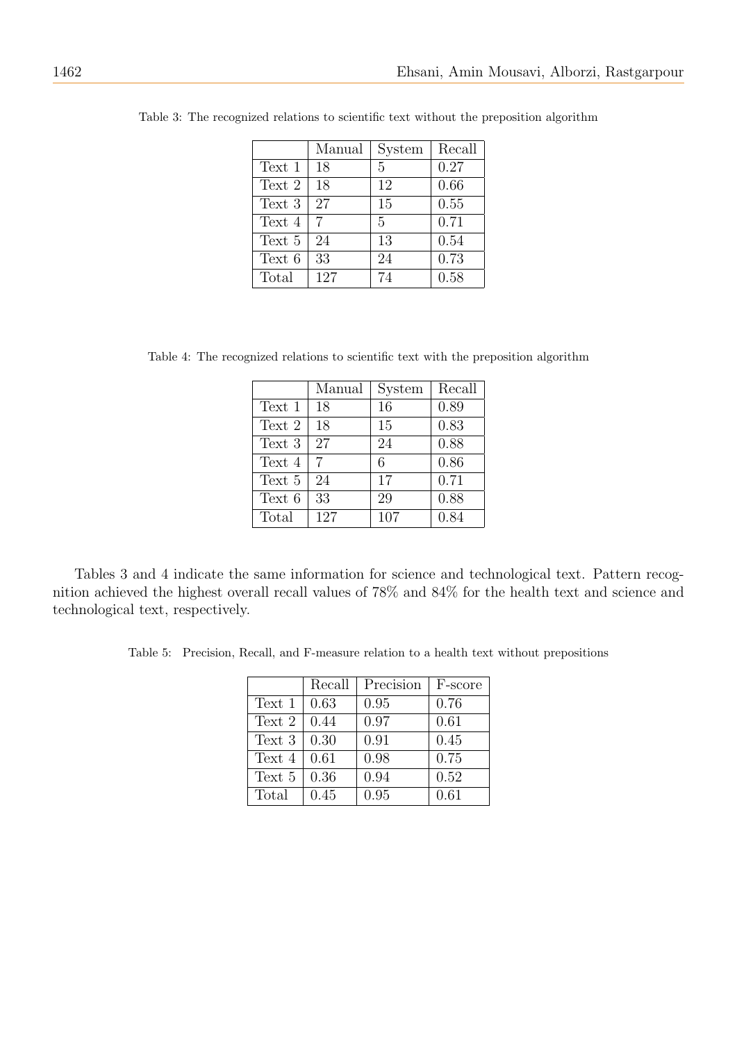Table 3: The recognized relations to scientific text without the preposition algorithm

| | Manual | System | Recall |
|---|---|---|---|
| Text 1 | 18 | 5 | 0.27 |
| Text 2 | 18 | 12 | 0.66 |
| Text 3 | 27 | 15 | 0.55 |
| Text 4 | 7 | 5 | 0.71 |
| Text 5 | 24 | 13 | 0.54 |
| Text 6 | 33 | 24 | 0.73 |
| Total | 127 | 74 | 0.58 |

Table 4: The recognized relations to scientific text with the preposition algorithm

| | Manual | System | Recall |
|---|---|---|---|
| Text 1 | 18 | 16 | 0.89 |
| Text 2 | 18 | 15 | 0.83 |
| Text 3 | 27 | 24 | 0.88 |
| Text 4 | 7 | 6 | 0.86 |
| Text 5 | 24 | 17 | 0.71 |
| Text 6 | 33 | 29 | 0.88 |
| Total | 127 | 107 | 0.84 |

Tables 3 and 4 indicate the same information for science and technological text. Pattern recognition achieved the highest overall recall values of 78% and 84% for the health text and science and technological text, respectively.

Table 5: Precision, Recall, and F-measure relation to a health text without prepositions

| | Recall | Precision | F-score |
|---|---|---|---|
| Text 1 | 0.63 | 0.95 | 0.76 |
| Text 2 | 0.44 | 0.97 | 0.61 |
| Text 3 | 0.30 | 0.91 | 0.45 |
| Text 4 | 0.61 | 0.98 | 0.75 |
| Text 5 | 0.36 | 0.94 | 0.52 |
| Total | 0.45 | 0.95 | 0.61 |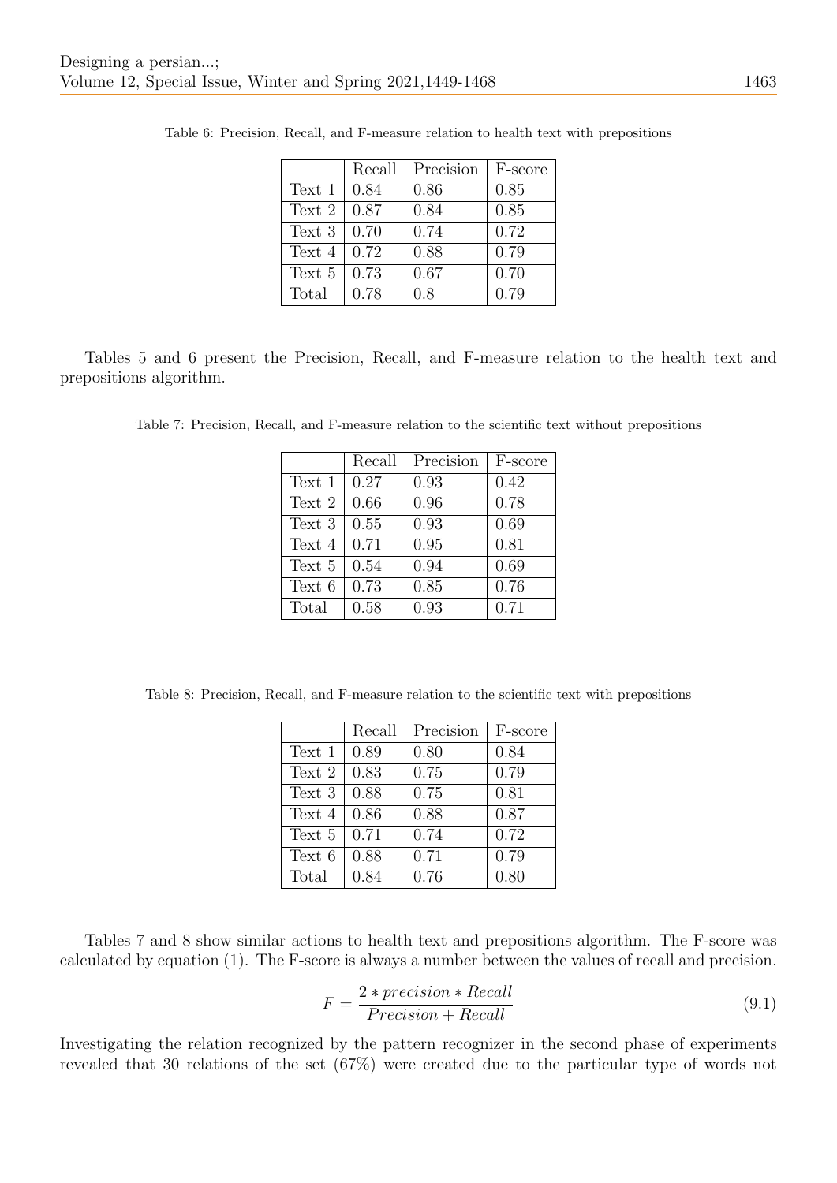Table 6: Precision, Recall, and F-measure relation to health text with prepositions

| | Recall | Precision | F-score |
|---|---|---|---|
| Text 1 | 0.84 | 0.86 | 0.85 |
| Text 2 | 0.87 | 0.84 | 0.85 |
| Text 3 | 0.70 | 0.74 | 0.72 |
| Text 4 | 0.72 | 0.88 | 0.79 |
| Text 5 | 0.73 | 0.67 | 0.70 |
| Total | 0.78 | 0.8 | 0.79 |

Tables 5 and 6 present the Precision, Recall, and F-measure relation to the health text and prepositions algorithm.

Table 7: Precision, Recall, and F-measure relation to the scientific text without prepositions

| | Recall | Precision | F-score |
|---|---|---|---|
| Text 1 | 0.27 | 0.93 | 0.42 |
| Text 2 | 0.66 | 0.96 | 0.78 |
| Text 3 | 0.55 | 0.93 | 0.69 |
| Text 4 | 0.71 | 0.95 | 0.81 |
| Text 5 | 0.54 | 0.94 | 0.69 |
| Text 6 | 0.73 | 0.85 | 0.76 |
| Total | 0.58 | 0.93 | 0.71 |

Table 8: Precision, Recall, and F-measure relation to the scientific text with prepositions

| | Recall | Precision | F-score |
|---|---|---|---|
| Text 1 | 0.89 | 0.80 | 0.84 |
| Text 2 | 0.83 | 0.75 | 0.79 |
| Text 3 | 0.88 | 0.75 | 0.81 |
| Text 4 | 0.86 | 0.88 | 0.87 |
| Text 5 | 0.71 | 0.74 | 0.72 |
| Text 6 | 0.88 | 0.71 | 0.79 |
| Total | 0.84 | 0.76 | 0.80 |

Tables 7 and 8 show similar actions to health text and prepositions algorithm. The F-score was calculated by equation (1). The F-score is always a number between the values of recall and precision.

$$F = \frac{2 * precision * Recall}{Precision + Recall} \tag{9.1}$$

Investigating the relation recognized by the pattern recognizer in the second phase of experiments revealed that 30 relations of the set (67%) were created due to the particular type of words not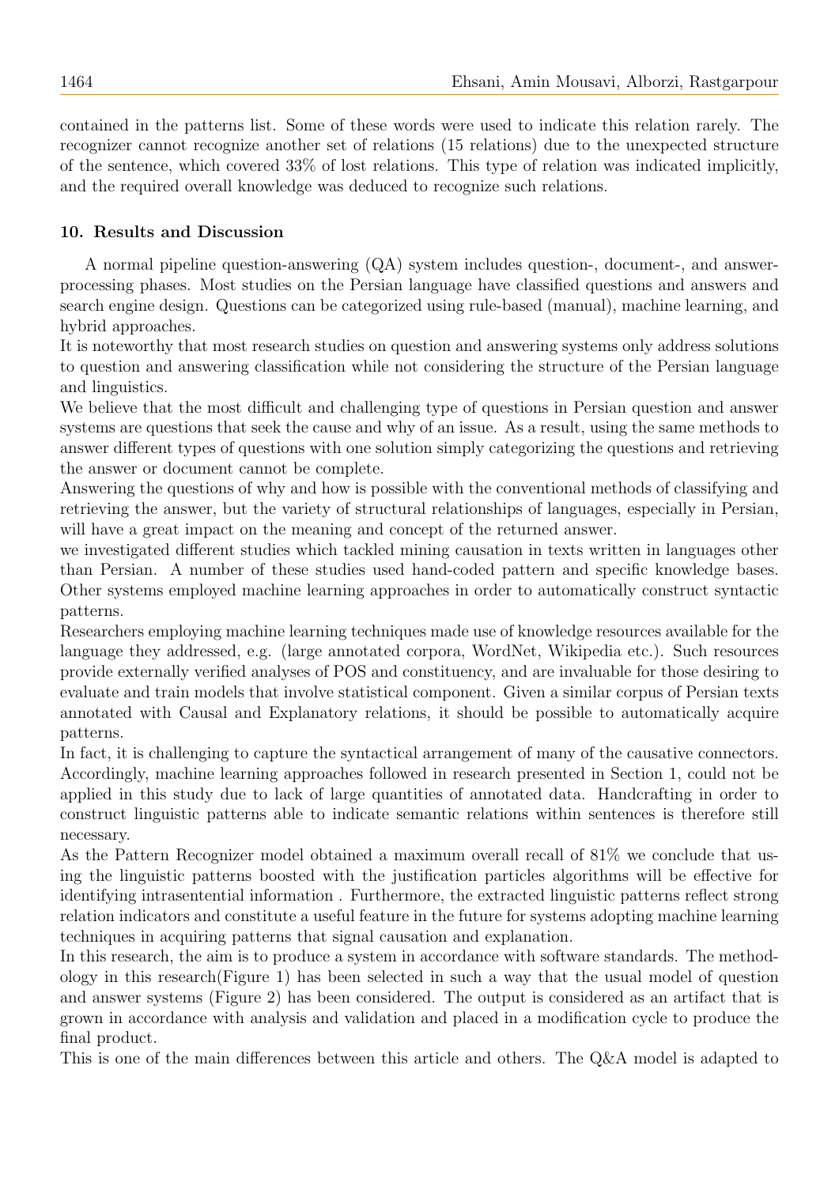contained in the patterns list. Some of these words were used to indicate this relation rarely. The recognizer cannot recognize another set of relations (15 relations) due to the unexpected structure of the sentence, which covered 33% of lost relations. This type of relation was indicated implicitly, and the required overall knowledge was deduced to recognize such relations.

## 10. Results and Discussion

A normal pipeline question-answering (QA) system includes question-, document-, and answer-processing phases. Most studies on the Persian language have classified questions and answers and search engine design. Questions can be categorized using rule-based (manual), machine learning, and hybrid approaches.

It is noteworthy that most research studies on question and answering systems only address solutions to question and answering classification while not considering the structure of the Persian language and linguistics.

We believe that the most difficult and challenging type of questions in Persian question and answer systems are questions that seek the cause and why of an issue. As a result, using the same methods to answer different types of questions with one solution simply categorizing the questions and retrieving the answer or document cannot be complete.

Answering the questions of why and how is possible with the conventional methods of classifying and retrieving the answer, but the variety of structural relationships of languages, especially in Persian, will have a great impact on the meaning and concept of the returned answer.

we investigated different studies which tackled mining causation in texts written in languages other than Persian. A number of these studies used hand-coded pattern and specific knowledge bases. Other systems employed machine learning approaches in order to automatically construct syntactic patterns.

Researchers employing machine learning techniques made use of knowledge resources available for the language they addressed, e.g. (large annotated corpora, WordNet, Wikipedia etc.). Such resources provide externally verified analyses of POS and constituency, and are invaluable for those desiring to evaluate and train models that involve statistical component. Given a similar corpus of Persian texts annotated with Causal and Explanatory relations, it should be possible to automatically acquire patterns.

In fact, it is challenging to capture the syntactical arrangement of many of the causative connectors. Accordingly, machine learning approaches followed in research presented in Section 1, could not be applied in this study due to lack of large quantities of annotated data. Handcrafting in order to construct linguistic patterns able to indicate semantic relations within sentences is therefore still necessary.

As the Pattern Recognizer model obtained a maximum overall recall of 81% we conclude that using the linguistic patterns boosted with the justification particles algorithms will be effective for identifying intrasentential information . Furthermore, the extracted linguistic patterns reflect strong relation indicators and constitute a useful feature in the future for systems adopting machine learning techniques in acquiring patterns that signal causation and explanation.

In this research, the aim is to produce a system in accordance with software standards. The methodology in this research(Figure 1) has been selected in such a way that the usual model of question and answer systems (Figure 2) has been considered. The output is considered as an artifact that is grown in accordance with analysis and validation and placed in a modification cycle to produce the final product.

This is one of the main differences between this article and others. The Q&A model is adapted to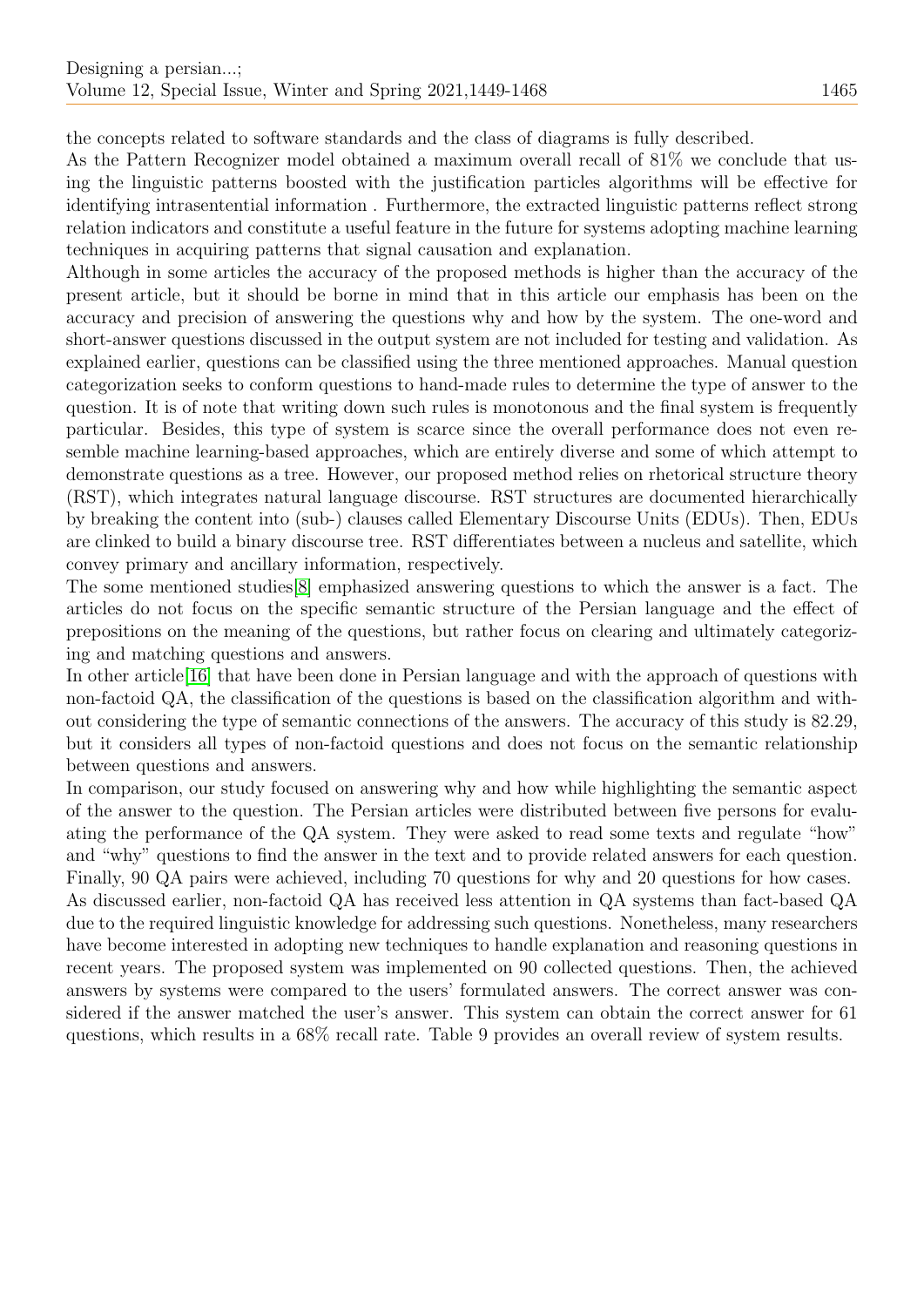the concepts related to software standards and the class of diagrams is fully described.

As the Pattern Recognizer model obtained a maximum overall recall of 81% we conclude that using the linguistic patterns boosted with the justification particles algorithms will be effective for identifying intrasentential information . Furthermore, the extracted linguistic patterns reflect strong relation indicators and constitute a useful feature in the future for systems adopting machine learning techniques in acquiring patterns that signal causation and explanation.

Although in some articles the accuracy of the proposed methods is higher than the accuracy of the present article, but it should be borne in mind that in this article our emphasis has been on the accuracy and precision of answering the questions why and how by the system. The one-word and short-answer questions discussed in the output system are not included for testing and validation. As explained earlier, questions can be classified using the three mentioned approaches. Manual question categorization seeks to conform questions to hand-made rules to determine the type of answer to the question. It is of note that writing down such rules is monotonous and the final system is frequently particular. Besides, this type of system is scarce since the overall performance does not even resemble machine learning-based approaches, which are entirely diverse and some of which attempt to demonstrate questions as a tree. However, our proposed method relies on rhetorical structure theory (RST), which integrates natural language discourse. RST structures are documented hierarchically by breaking the content into (sub-) clauses called Elementary Discourse Units (EDUs). Then, EDUs are clinked to build a binary discourse tree. RST differentiates between a nucleus and satellite, which convey primary and ancillary information, respectively.

The some mentioned studies[8] emphasized answering questions to which the answer is a fact. The articles do not focus on the specific semantic structure of the Persian language and the effect of prepositions on the meaning of the questions, but rather focus on clearing and ultimately categorizing and matching questions and answers.

In other article[16] that have been done in Persian language and with the approach of questions with non-factoid QA, the classification of the questions is based on the classification algorithm and without considering the type of semantic connections of the answers. The accuracy of this study is 82.29, but it considers all types of non-factoid questions and does not focus on the semantic relationship between questions and answers.

In comparison, our study focused on answering why and how while highlighting the semantic aspect of the answer to the question. The Persian articles were distributed between five persons for evaluating the performance of the QA system. They were asked to read some texts and regulate "how" and "why" questions to find the answer in the text and to provide related answers for each question. Finally, 90 QA pairs were achieved, including 70 questions for why and 20 questions for how cases.

As discussed earlier, non-factoid QA has received less attention in QA systems than fact-based QA due to the required linguistic knowledge for addressing such questions. Nonetheless, many researchers have become interested in adopting new techniques to handle explanation and reasoning questions in recent years. The proposed system was implemented on 90 collected questions. Then, the achieved answers by systems were compared to the users' formulated answers. The correct answer was considered if the answer matched the user's answer. This system can obtain the correct answer for 61 questions, which results in a 68% recall rate. Table 9 provides an overall review of system results.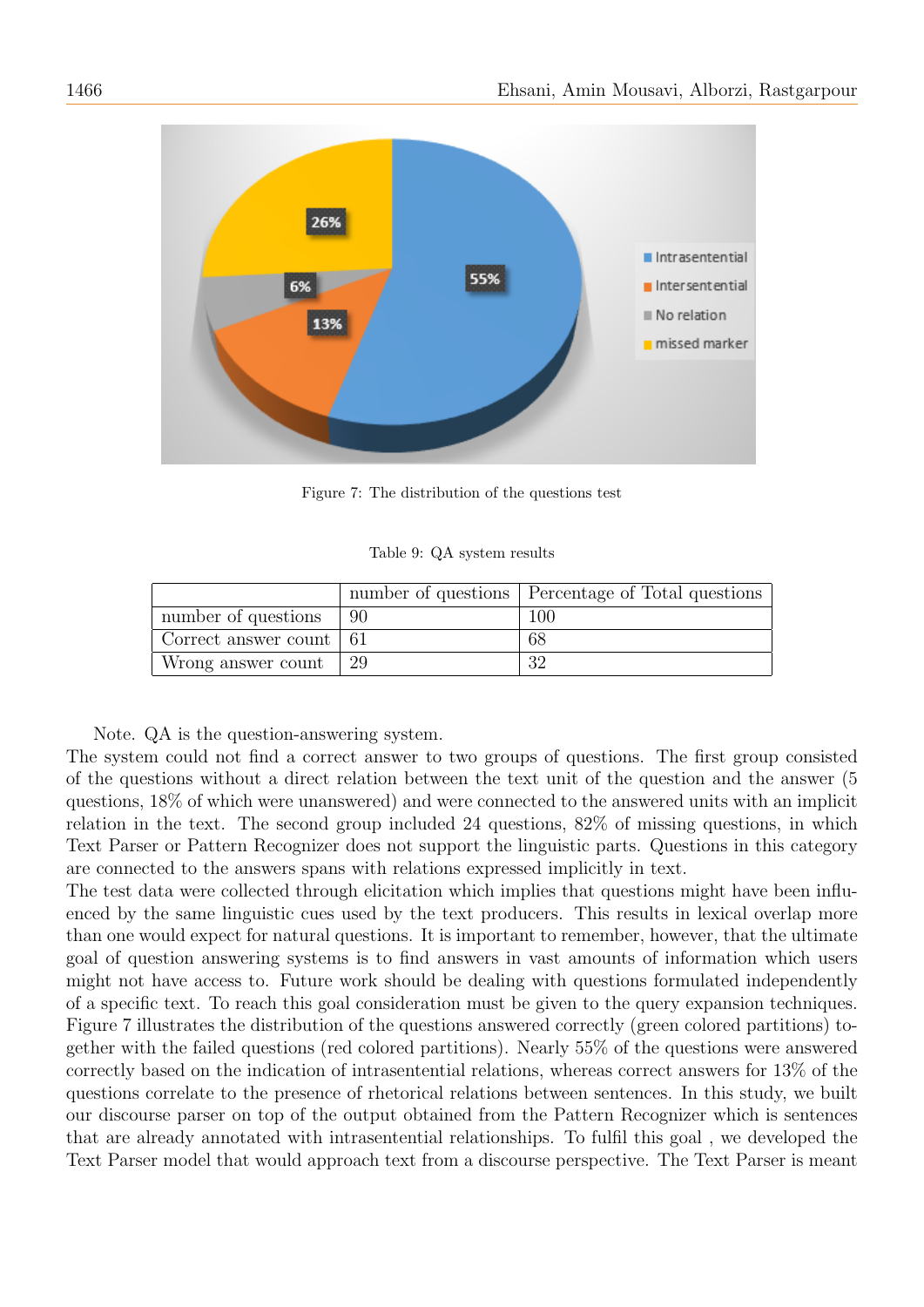Figure 7: The distribution of the questions test

Table 9: QA system results

| | number of questions | Percentage of Total questions |
|---|---|---|
| number of questions | 90 | 100 |
| Correct answer count | 61 | 68 |
| Wrong answer count | 29 | 32 |

Note. QA is the question-answering system.

The system could not find a correct answer to two groups of questions. The first group consisted of the questions without a direct relation between the text unit of the question and the answer (5 questions, 18% of which were unanswered) and were connected to the answered units with an implicit relation in the text. The second group included 24 questions, 82% of missing questions, in which Text Parser or Pattern Recognizer does not support the linguistic parts. Questions in this category are connected to the answers spans with relations expressed implicitly in text.

The test data were collected through elicitation which implies that questions might have been influenced by the same linguistic cues used by the text producers. This results in lexical overlap more than one would expect for natural questions. It is important to remember, however, that the ultimate goal of question answering systems is to find answers in vast amounts of information which users might not have access to. Future work should be dealing with questions formulated independently of a specific text. To reach this goal consideration must be given to the query expansion techniques. Figure 7 illustrates the distribution of the questions answered correctly (green colored partitions) together with the failed questions (red colored partitions). Nearly 55% of the questions were answered correctly based on the indication of intrasentential relations, whereas correct answers for 13% of the questions correlate to the presence of rhetorical relations between sentences. In this study, we built our discourse parser on top of the output obtained from the Pattern Recognizer which is sentences that are already annotated with intrasentential relationships. To fulfil this goal , we developed the Text Parser model that would approach text from a discourse perspective. The Text Parser is meant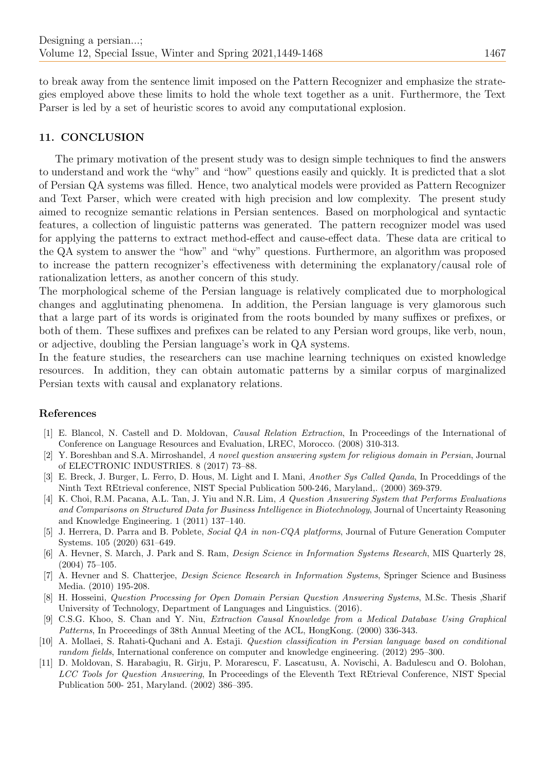to break away from the sentence limit imposed on the Pattern Recognizer and emphasize the strategies employed above these limits to hold the whole text together as a unit. Furthermore, the Text Parser is led by a set of heuristic scores to avoid any computational explosion.

## 11. CONCLUSION

The primary motivation of the present study was to design simple techniques to find the answers to understand and work the "why" and "how" questions easily and quickly. It is predicted that a slot of Persian QA systems was filled. Hence, two analytical models were provided as Pattern Recognizer and Text Parser, which were created with high precision and low complexity. The present study aimed to recognize semantic relations in Persian sentences. Based on morphological and syntactic features, a collection of linguistic patterns was generated. The pattern recognizer model was used for applying the patterns to extract method-effect and cause-effect data. These data are critical to the QA system to answer the "how" and "why" questions. Furthermore, an algorithm was proposed to increase the pattern recognizer's effectiveness with determining the explanatory/causal role of rationalization letters, as another concern of this study.

The morphological scheme of the Persian language is relatively complicated due to morphological changes and agglutinating phenomena. In addition, the Persian language is very glamorous such that a large part of its words is originated from the roots bounded by many suffixes or prefixes, or both of them. These suffixes and prefixes can be related to any Persian word groups, like verb, noun, or adjective, doubling the Persian language's work in QA systems.

In the feature studies, the researchers can use machine learning techniques on existed knowledge resources. In addition, they can obtain automatic patterns by a similar corpus of marginalized Persian texts with causal and explanatory relations.

## References

[1] E. Blancol, N. Castell and D. Moldovan, *Causal Relation Extraction*, In Proceedings of the International of Conference on Language Resources and Evaluation, LREC, Morocco. (2008) 310-313.

[2] Y. Boreshban and S.A. Mirroshandel, *A novel question answering system for religious domain in Persian*, Journal of ELECTRONIC INDUSTRIES. 8 (2017) 73–88.

[3] E. Breck, J. Burger, L. Ferro, D. Hous, M. Light and I. Mani, *Another Sys Called Qanda*, In Proceddings of the Ninth Text REtrieval conference, NIST Special Publication 500-246, Maryland,. (2000) 369-379.

[4] K. Choi, R.M. Pacana, A.L. Tan, J. Yiu and N.R. Lim, *A Question Answering System that Performs Evaluations and Comparisons on Structured Data for Business Intelligence in Biotechnology*, Journal of Uncertainty Reasoning and Knowledge Engineering. 1 (2011) 137–140.

[5] J. Herrera, D. Parra and B. Poblete, *Social QA in non-CQA platforms*, Journal of Future Generation Computer Systems. 105 (2020) 631–649.

[6] A. Hevner, S. March, J. Park and S. Ram, *Design Science in Information Systems Research*, MIS Quarterly 28, (2004) 75–105.

[7] A. Hevner and S. Chatterjee, *Design Science Research in Information Systems*, Springer Science and Business Media. (2010) 195-208.

[8] H. Hosseini, *Question Processing for Open Domain Persian Question Answering Systems*, M.Sc. Thesis ,Sharif University of Technology, Department of Languages and Linguistics. (2016).

[9] C.S.G. Khoo, S. Chan and Y. Niu, *Extraction Causal Knowledge from a Medical Database Using Graphical Patterns*, In Proceedings of 38th Annual Meeting of the ACL, HongKong. (2000) 336-343.

[10] A. Mollaei, S. Rahati-Quchani and A. Estaji. *Question classification in Persian language based on conditional random fields*, International conference on computer and knowledge engineering. (2012) 295–300.

[11] D. Moldovan, S. Harabagiu, R. Girju, P. Morarescu, F. Lascatusu, A. Novischi, A. Badulescu and O. Bolohan, *LCC Tools for Question Answering*, In Proceedings of the Eleventh Text REtrieval Conference, NIST Special Publication 500- 251, Maryland. (2002) 386–395.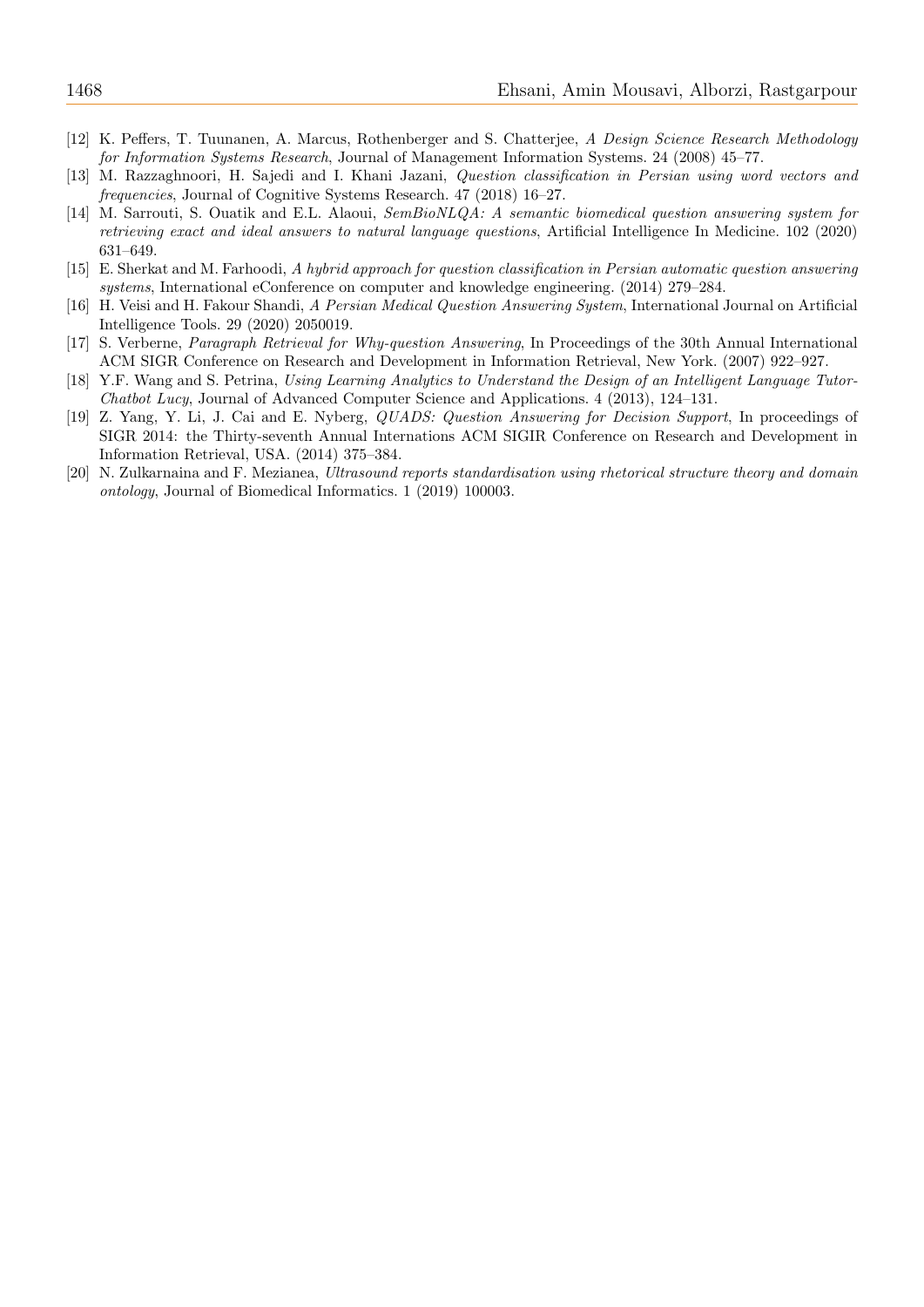[12] K. Peffers, T. Tuunanen, A. Marcus, Rothenberger and S. Chatterjee, *A Design Science Research Methodology for Information Systems Research*, Journal of Management Information Systems. 24 (2008) 45–77.

[13] M. Razzaghnoori, H. Sajedi and I. Khani Jazani, *Question classification in Persian using word vectors and frequencies*, Journal of Cognitive Systems Research. 47 (2018) 16–27.

[14] M. Sarrouti, S. Ouatik and E.L. Alaoui, *SemBioNLQA: A semantic biomedical question answering system for retrieving exact and ideal answers to natural language questions*, Artificial Intelligence In Medicine. 102 (2020) 631–649.

[15] E. Sherkat and M. Farhoodi, *A hybrid approach for question classification in Persian automatic question answering systems*, International eConference on computer and knowledge engineering. (2014) 279–284.

[16] H. Veisi and H. Fakour Shandi, *A Persian Medical Question Answering System*, International Journal on Artificial Intelligence Tools. 29 (2020) 2050019.

[17] S. Verberne, *Paragraph Retrieval for Why-question Answering*, In Proceedings of the 30th Annual International ACM SIGR Conference on Research and Development in Information Retrieval, New York. (2007) 922–927.

[18] Y.F. Wang and S. Petrina, *Using Learning Analytics to Understand the Design of an Intelligent Language Tutor-Chatbot Lucy*, Journal of Advanced Computer Science and Applications. 4 (2013), 124–131.

[19] Z. Yang, Y. Li, J. Cai and E. Nyberg, *QUADS: Question Answering for Decision Support*, In proceedings of SIGR 2014: the Thirty-seventh Annual Internations ACM SIGIR Conference on Research and Development in Information Retrieval, USA. (2014) 375–384.

[20] N. Zulkarnaina and F. Mezianea, *Ultrasound reports standardisation using rhetorical structure theory and domain ontology*, Journal of Biomedical Informatics. 1 (2019) 100003.